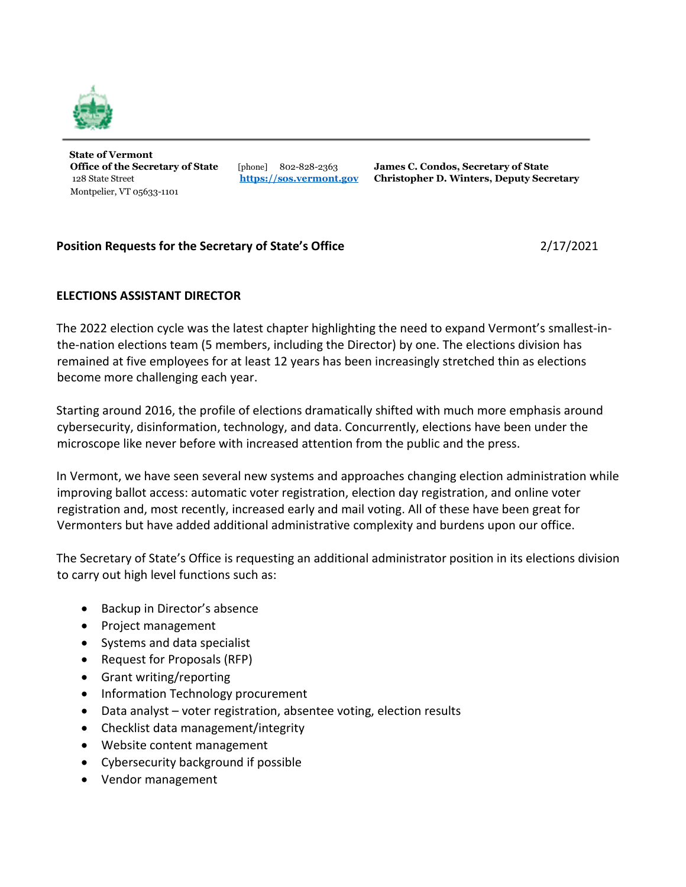**State of Vermont**
**Office of the Secretary of State**
128 State Street
Montpelier, VT 05633-1101

[phone] 802-828-2363
https://sos.vermont.gov

**James C. Condos, Secretary of State**
**Christopher D. Winters, Deputy Secretary**

**Position Requests for the Secretary of State's Office** 2/17/2021

## ELECTIONS ASSISTANT DIRECTOR

The 2022 election cycle was the latest chapter highlighting the need to expand Vermont's smallest-in-the-nation elections team (5 members, including the Director) by one. The elections division has remained at five employees for at least 12 years has been increasingly stretched thin as elections become more challenging each year.

Starting around 2016, the profile of elections dramatically shifted with much more emphasis around cybersecurity, disinformation, technology, and data. Concurrently, elections have been under the microscope like never before with increased attention from the public and the press.

In Vermont, we have seen several new systems and approaches changing election administration while improving ballot access: automatic voter registration, election day registration, and online voter registration and, most recently, increased early and mail voting. All of these have been great for Vermonters but have added additional administrative complexity and burdens upon our office.

The Secretary of State's Office is requesting an additional administrator position in its elections division to carry out high level functions such as:

- Backup in Director's absence
- Project management
- Systems and data specialist
- Request for Proposals (RFP)
- Grant writing/reporting
- Information Technology procurement
- Data analyst – voter registration, absentee voting, election results
- Checklist data management/integrity
- Website content management
- Cybersecurity background if possible
- Vendor management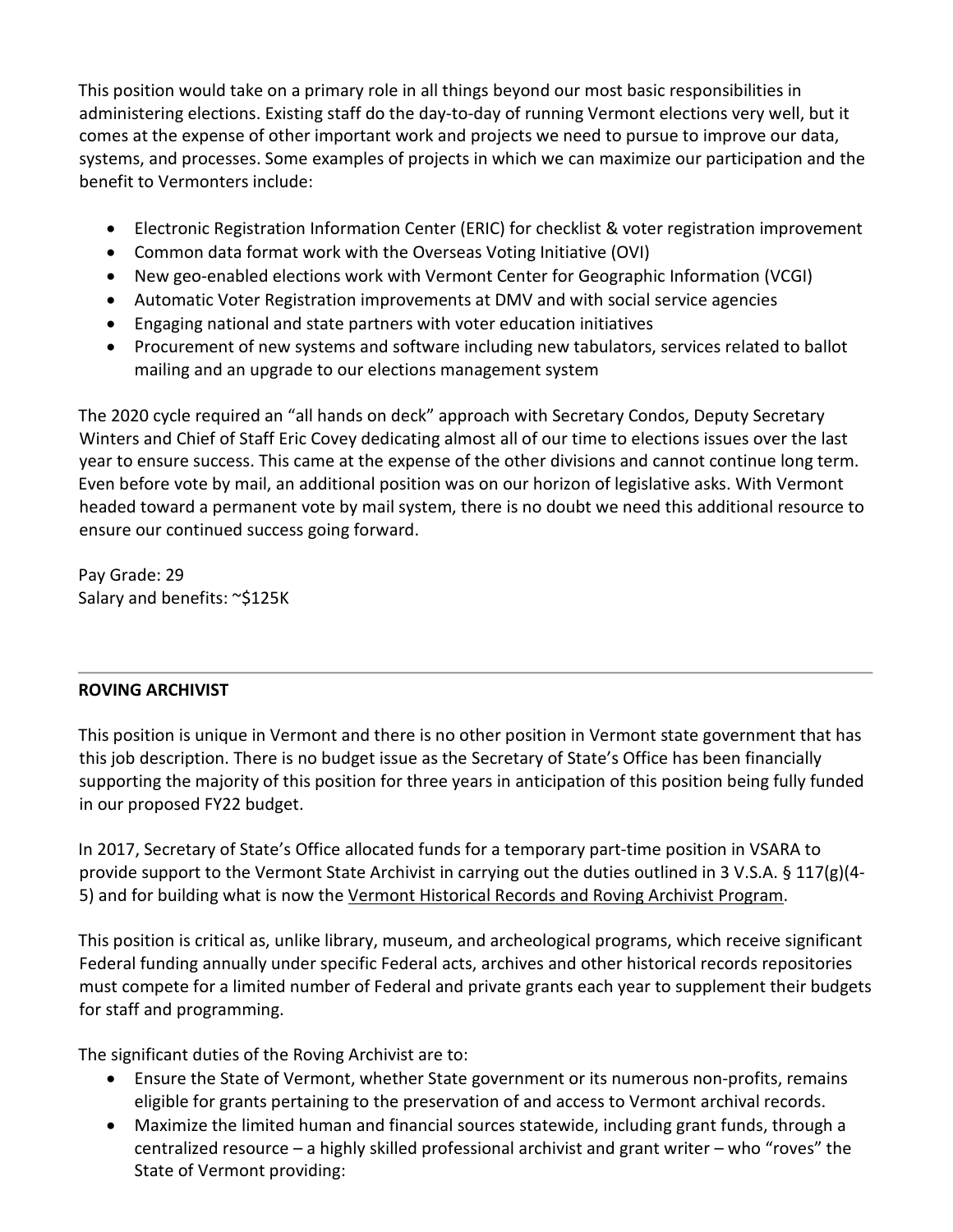This position would take on a primary role in all things beyond our most basic responsibilities in administering elections. Existing staff do the day-to-day of running Vermont elections very well, but it comes at the expense of other important work and projects we need to pursue to improve our data, systems, and processes. Some examples of projects in which we can maximize our participation and the benefit to Vermonters include:

- Electronic Registration Information Center (ERIC) for checklist & voter registration improvement
- Common data format work with the Overseas Voting Initiative (OVI)
- New geo-enabled elections work with Vermont Center for Geographic Information (VCGI)
- Automatic Voter Registration improvements at DMV and with social service agencies
- Engaging national and state partners with voter education initiatives
- Procurement of new systems and software including new tabulators, services related to ballot mailing and an upgrade to our elections management system

The 2020 cycle required an "all hands on deck" approach with Secretary Condos, Deputy Secretary Winters and Chief of Staff Eric Covey dedicating almost all of our time to elections issues over the last year to ensure success. This came at the expense of the other divisions and cannot continue long term. Even before vote by mail, an additional position was on our horizon of legislative asks. With Vermont headed toward a permanent vote by mail system, there is no doubt we need this additional resource to ensure our continued success going forward.

Pay Grade: 29
Salary and benefits: ~$125K

---

**ROVING ARCHIVIST**

This position is unique in Vermont and there is no other position in Vermont state government that has this job description. There is no budget issue as the Secretary of State's Office has been financially supporting the majority of this position for three years in anticipation of this position being fully funded in our proposed FY22 budget.

In 2017, Secretary of State's Office allocated funds for a temporary part-time position in VSARA to provide support to the Vermont State Archivist in carrying out the duties outlined in 3 V.S.A. § 117(g)(4-5) and for building what is now the Vermont Historical Records and Roving Archivist Program.

This position is critical as, unlike library, museum, and archeological programs, which receive significant Federal funding annually under specific Federal acts, archives and other historical records repositories must compete for a limited number of Federal and private grants each year to supplement their budgets for staff and programming.

The significant duties of the Roving Archivist are to:

- Ensure the State of Vermont, whether State government or its numerous non-profits, remains eligible for grants pertaining to the preservation of and access to Vermont archival records.
- Maximize the limited human and financial sources statewide, including grant funds, through a centralized resource – a highly skilled professional archivist and grant writer – who "roves" the State of Vermont providing: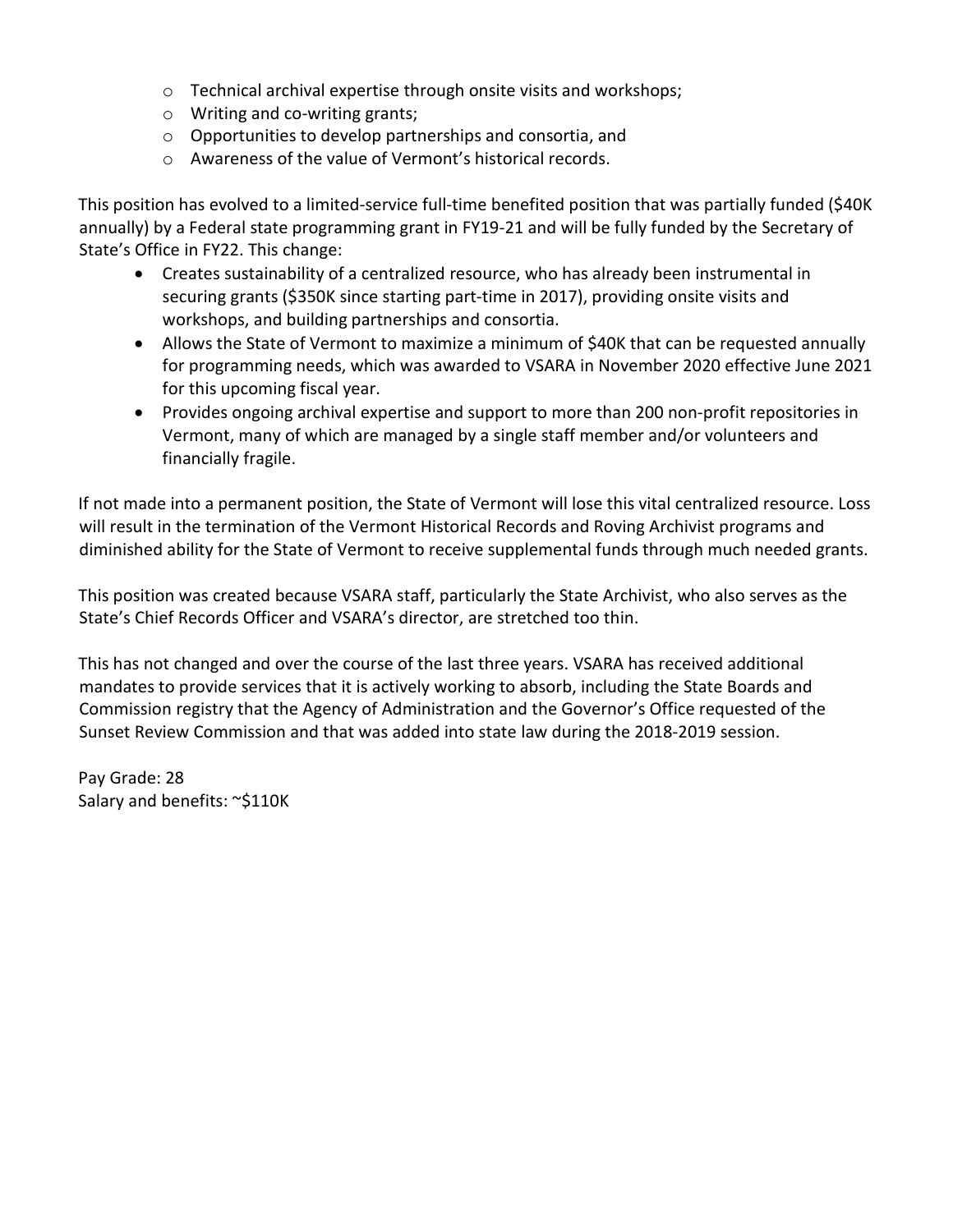- Technical archival expertise through onsite visits and workshops;
- Writing and co-writing grants;
- Opportunities to develop partnerships and consortia, and
- Awareness of the value of Vermont's historical records.

This position has evolved to a limited-service full-time benefited position that was partially funded ($40K annually) by a Federal state programming grant in FY19-21 and will be fully funded by the Secretary of State's Office in FY22. This change:

- Creates sustainability of a centralized resource, who has already been instrumental in securing grants ($350K since starting part-time in 2017), providing onsite visits and workshops, and building partnerships and consortia.
- Allows the State of Vermont to maximize a minimum of $40K that can be requested annually for programming needs, which was awarded to VSARA in November 2020 effective June 2021 for this upcoming fiscal year.
- Provides ongoing archival expertise and support to more than 200 non-profit repositories in Vermont, many of which are managed by a single staff member and/or volunteers and financially fragile.

If not made into a permanent position, the State of Vermont will lose this vital centralized resource. Loss will result in the termination of the Vermont Historical Records and Roving Archivist programs and diminished ability for the State of Vermont to receive supplemental funds through much needed grants.

This position was created because VSARA staff, particularly the State Archivist, who also serves as the State's Chief Records Officer and VSARA's director, are stretched too thin.

This has not changed and over the course of the last three years. VSARA has received additional mandates to provide services that it is actively working to absorb, including the State Boards and Commission registry that the Agency of Administration and the Governor's Office requested of the Sunset Review Commission and that was added into state law during the 2018-2019 session.

Pay Grade: 28
Salary and benefits: ~$110K